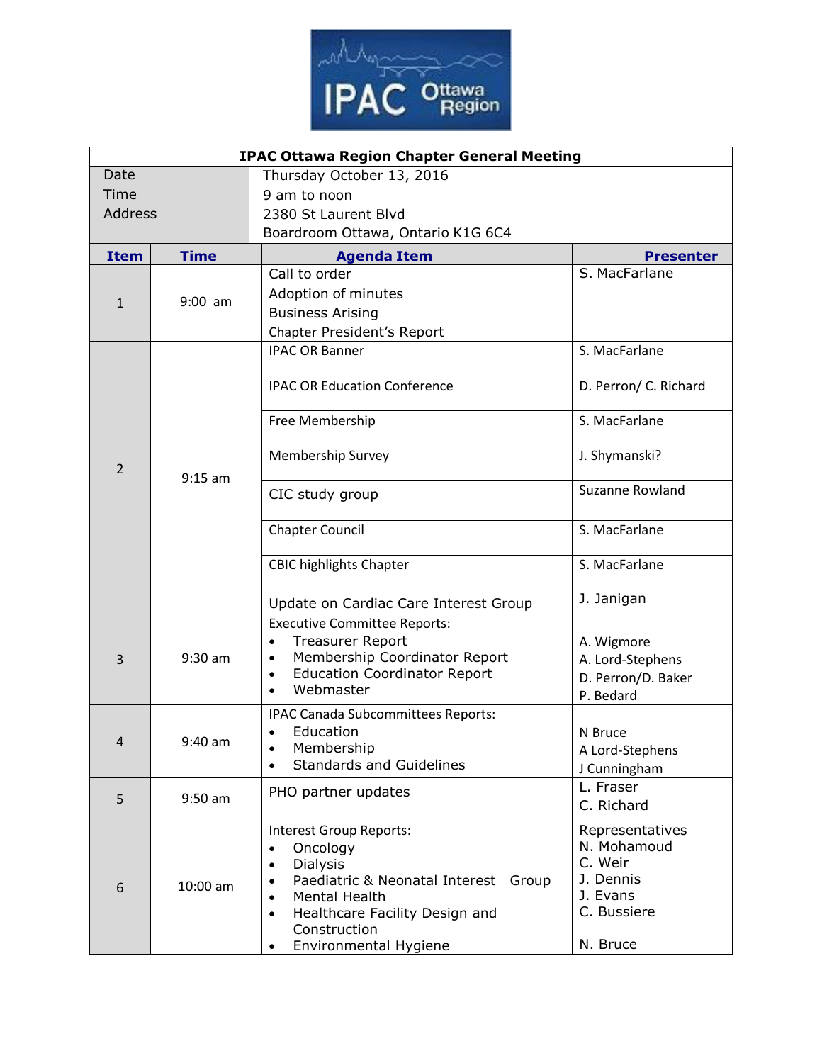IPAC Ottawa Region

| IPAC Ottawa Region Chapter General Meeting | |
|---|---|
| Date | Thursday October 13, 2016 |
| Time | 9 am to noon |
| Address | 2380 St Laurent Blvd<br>Boardroom Ottawa, Ontario K1G 6C4 |

| Item | Time | Agenda Item | Presenter |
|---|---|---|---|
| 1 | 9:00 am | Call to order<br>Adoption of minutes<br>Business Arising<br>Chapter President's Report | S. MacFarlane |
| 2 | 9:15 am | IPAC OR Banner | S. MacFarlane |
| | | IPAC OR Education Conference | D. Perron/ C. Richard |
| | | Free Membership | S. MacFarlane |
| | | Membership Survey | J. Shymanski? |
| | | CIC study group | Suzanne Rowland |
| | | Chapter Council | S. MacFarlane |
| | | CBIC highlights Chapter | S. MacFarlane |
| | | Update on Cardiac Care Interest Group | J. Janigan |
| 3 | 9:30 am | Executive Committee Reports:<br>• Treasurer Report<br>• Membership Coordinator Report<br>• Education Coordinator Report<br>• Webmaster | <br>A. Wigmore<br>A. Lord-Stephens<br>D. Perron/D. Baker<br>P. Bedard |
| 4 | 9:40 am | IPAC Canada Subcommittees Reports:<br>• Education<br>• Membership<br>• Standards and Guidelines | <br>N Bruce<br>A Lord-Stephens<br>J Cunningham |
| 5 | 9:50 am | PHO partner updates | L. Fraser<br>C. Richard |
| 6 | 10:00 am | Interest Group Reports:<br>• Oncology<br>• Dialysis<br>• Paediatric & Neonatal Interest Group<br>• Mental Health<br>• Healthcare Facility Design and Construction<br>• Environmental Hygiene | Representatives<br>N. Mohamoud<br>C. Weir<br>J. Dennis<br>J. Evans<br>C. Bussiere<br><br>N. Bruce |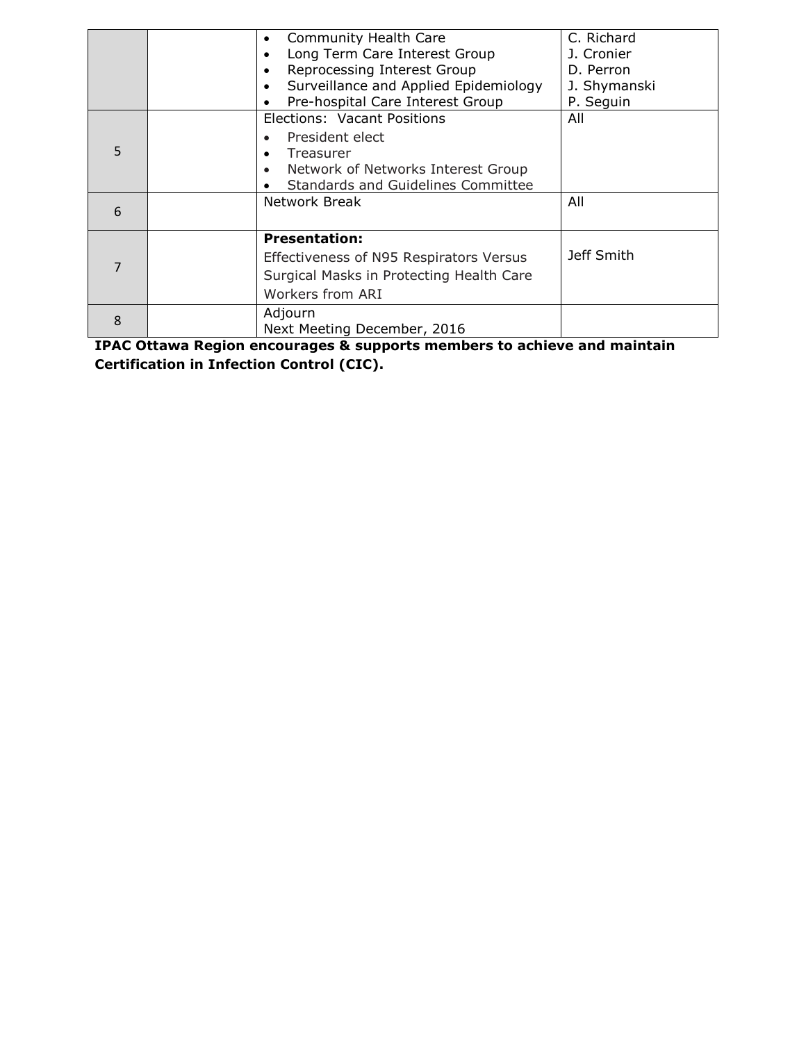| | | | |
|---|---|---|---|
| | | • Community Health Care<br>• Long Term Care Interest Group<br>• Reprocessing Interest Group<br>• Surveillance and Applied Epidemiology<br>• Pre-hospital Care Interest Group | C. Richard<br>J. Cronier<br>D. Perron<br>J. Shymanski<br>P. Seguin |
| 5 | | Elections: Vacant Positions<br>• President elect<br>• Treasurer<br>• Network of Networks Interest Group<br>• Standards and Guidelines Committee | All |
| 6 | | Network Break | All |
| 7 | | **Presentation:**<br>Effectiveness of N95 Respirators Versus Surgical Masks in Protecting Health Care Workers from ARI | Jeff Smith |
| 8 | | Adjourn<br>Next Meeting December, 2016 | |

**IPAC Ottawa Region encourages & supports members to achieve and maintain Certification in Infection Control (CIC).**